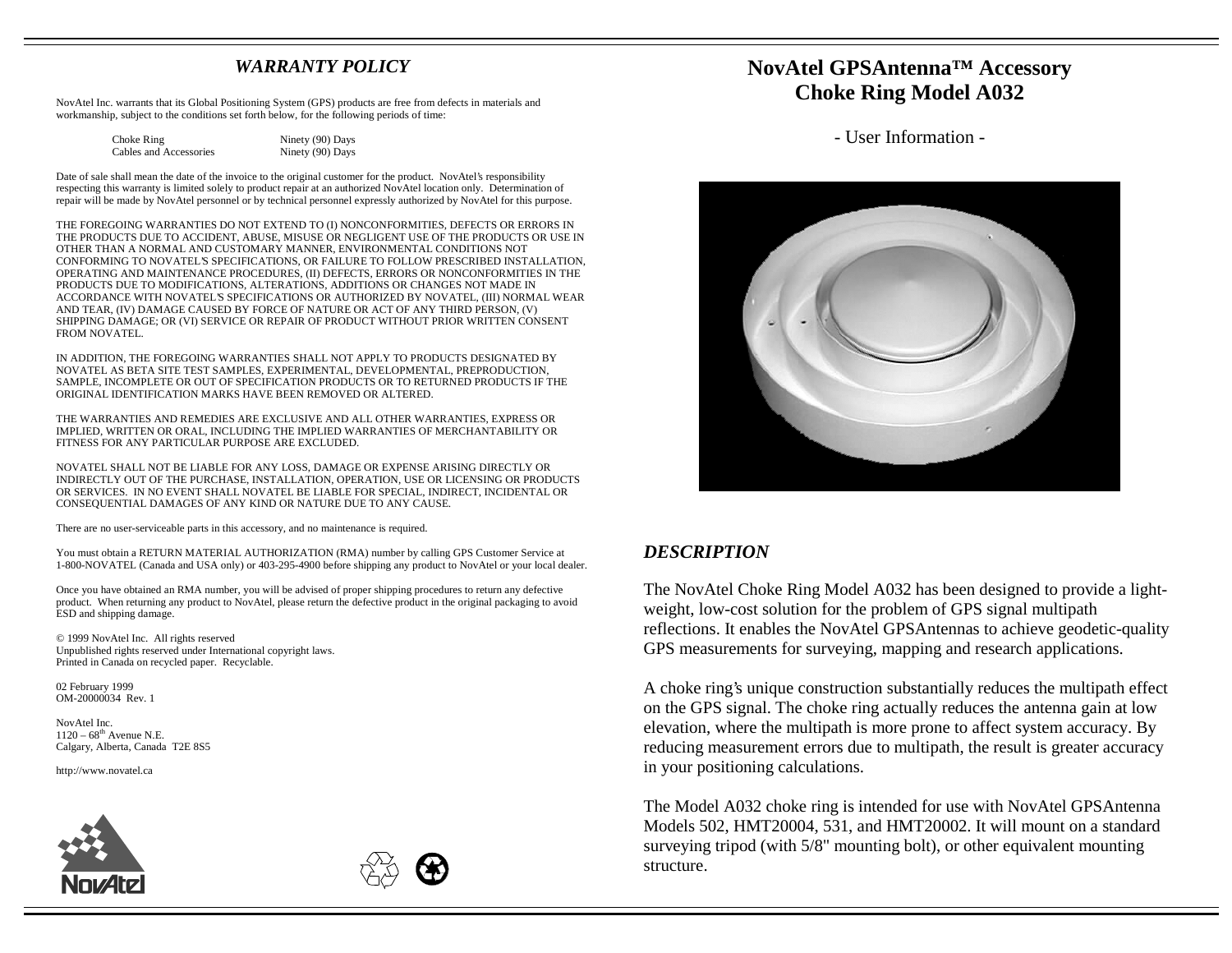## *WARRANTY POLICY*

NovAtel Inc. warrants that its Global Positioning System (GPS) products are free from defects in materials and workmanship, subject to the conditions set forth below, for the following periods of time:

| Choke Ring | Ninety (90) Days |
| --- | --- |
| Cables and Accessories | Ninety (90) Days |

Date of sale shall mean the date of the invoice to the original customer for the product. NovAtel's responsibility respecting this warranty is limited solely to product repair at an authorized NovAtel location only. Determination of repair will be made by NovAtel personnel or by technical personnel expressly authorized by NovAtel for this purpose.

THE FOREGOING WARRANTIES DO NOT EXTEND TO (I) NONCONFORMITIES, DEFECTS OR ERRORS IN THE PRODUCTS DUE TO ACCIDENT, ABUSE, MISUSE OR NEGLIGENT USE OF THE PRODUCTS OR USE IN OTHER THAN A NORMAL AND CUSTOMARY MANNER, ENVIRONMENTAL CONDITIONS NOT CONFORMING TO NOVATEL'S SPECIFICATIONS, OR FAILURE TO FOLLOW PRESCRIBED INSTALLATION, OPERATING AND MAINTENANCE PROCEDURES, (II) DEFECTS, ERRORS OR NONCONFORMITIES IN THE PRODUCTS DUE TO MODIFICATIONS, ALTERATIONS, ADDITIONS OR CHANGES NOT MADE IN ACCORDANCE WITH NOVATEL'S SPECIFICATIONS OR AUTHORIZED BY NOVATEL, (III) NORMAL WEAR AND TEAR, (IV) DAMAGE CAUSED BY FORCE OF NATURE OR ACT OF ANY THIRD PERSON, (V) SHIPPING DAMAGE; OR (VI) SERVICE OR REPAIR OF PRODUCT WITHOUT PRIOR WRITTEN CONSENT FROM NOVATEL.

IN ADDITION, THE FOREGOING WARRANTIES SHALL NOT APPLY TO PRODUCTS DESIGNATED BY NOVATEL AS BETA SITE TEST SAMPLES, EXPERIMENTAL, DEVELOPMENTAL, PREPRODUCTION, SAMPLE, INCOMPLETE OR OUT OF SPECIFICATION PRODUCTS OR TO RETURNED PRODUCTS IF THE ORIGINAL IDENTIFICATION MARKS HAVE BEEN REMOVED OR ALTERED.

THE WARRANTIES AND REMEDIES ARE EXCLUSIVE AND ALL OTHER WARRANTIES, EXPRESS OR IMPLIED, WRITTEN OR ORAL, INCLUDING THE IMPLIED WARRANTIES OF MERCHANTABILITY OR FITNESS FOR ANY PARTICULAR PURPOSE ARE EXCLUDED.

NOVATEL SHALL NOT BE LIABLE FOR ANY LOSS, DAMAGE OR EXPENSE ARISING DIRECTLY OR INDIRECTLY OUT OF THE PURCHASE, INSTALLATION, OPERATION, USE OR LICENSING OR PRODUCTS OR SERVICES. IN NO EVENT SHALL NOVATEL BE LIABLE FOR SPECIAL, INDIRECT, INCIDENTAL OR CONSEQUENTIAL DAMAGES OF ANY KIND OR NATURE DUE TO ANY CAUSE.

There are no user-serviceable parts in this accessory, and no maintenance is required.

You must obtain a RETURN MATERIAL AUTHORIZATION (RMA) number by calling GPS Customer Service at 1-800-NOVATEL (Canada and USA only) or 403-295-4900 before shipping any product to NovAtel or your local dealer.

Once you have obtained an RMA number, you will be advised of proper shipping procedures to return any defective product. When returning any product to NovAtel, please return the defective product in the original packaging to avoid ESD and shipping damage.

© 1999 NovAtel Inc. All rights reserved
Unpublished rights reserved under International copyright laws.
Printed in Canada on recycled paper. Recyclable.

02 February 1999
OM-20000034 Rev. 1

NovAtel Inc.
1120 – 68th Avenue N.E.
Calgary, Alberta, Canada T2E 8S5

http://www.novatel.ca

# NovAtel GPSAntenna™ Accessory Choke Ring Model A032

- User Information -

## *DESCRIPTION*

The NovAtel Choke Ring Model A032 has been designed to provide a light-weight, low-cost solution for the problem of GPS signal multipath reflections. It enables the NovAtel GPSAntennas to achieve geodetic-quality GPS measurements for surveying, mapping and research applications.

A choke ring's unique construction substantially reduces the multipath effect on the GPS signal. The choke ring actually reduces the antenna gain at low elevation, where the multipath is more prone to affect system accuracy. By reducing measurement errors due to multipath, the result is greater accuracy in your positioning calculations.

The Model A032 choke ring is intended for use with NovAtel GPSAntenna Models 502, HMT20004, 531, and HMT20002. It will mount on a standard surveying tripod (with 5/8" mounting bolt), or other equivalent mounting structure.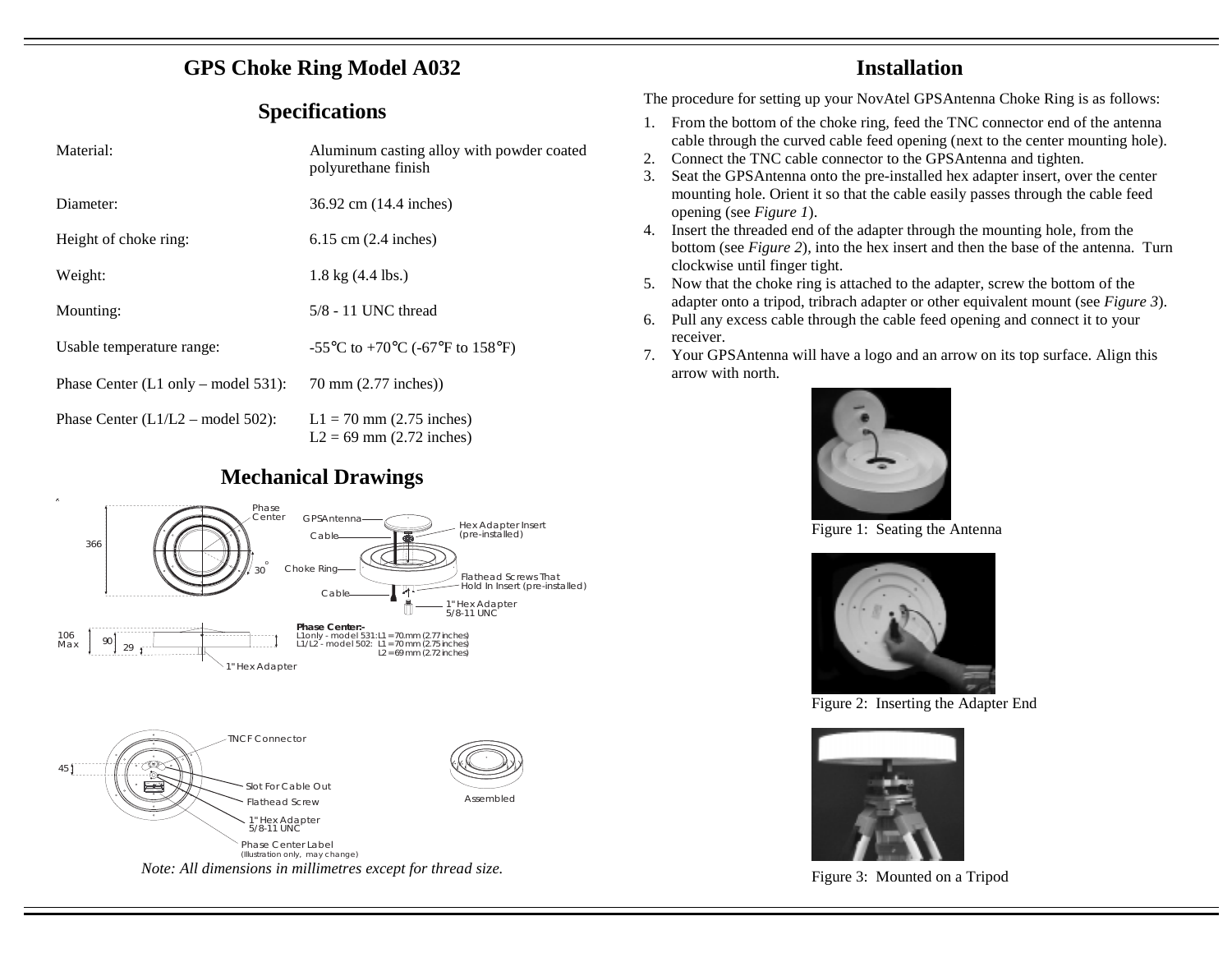# GPS Choke Ring Model A032

## Specifications

| | |
|---|---|
| Material: | Aluminum casting alloy with powder coated polyurethane finish |
| Diameter: | 36.92 cm (14.4 inches) |
| Height of choke ring: | 6.15 cm (2.4 inches) |
| Weight: | 1.8 kg (4.4 lbs.) |
| Mounting: | 5/8 - 11 UNC thread |
| Usable temperature range: | -55°C to +70°C (-67°F to 158°F) |
| Phase Center (L1 only – model 531): | 70 mm (2.77 inches)) |
| Phase Center (L1/L2 – model 502): | L1 = 70 mm (2.75 inches)<br>L2 = 69 mm (2.72 inches) |

## Mechanical Drawings

366
Phase Center
30°
GPSAntenna
Cable
Hex Adapter Insert (pre-installed)
Choke Ring
Flathead Screws That Hold In Insert (pre-installed)
Cable
1" Hex Adapter 5/8-11 UNC
106 Max
90
29
1" Hex Adapter
**Phase Center:-**
L1only - model 531: L1 = 70 mm (2.77 inches)
L1/L2 - model 502: L1 = 70 mm (2.75 inches)
L2 = 69 mm (2.72 inches)

45
TNC F Connector
Slot For Cable Out
Flathead Screw
1" Hex Adapter 5/8-11 UNC
Phase Center Label
(Illustration only, may change)
Assembled

*Note: All dimensions in millimetres except for thread size.*

# Installation

The procedure for setting up your NovAtel GPSAntenna Choke Ring is as follows:

1. From the bottom of the choke ring, feed the TNC connector end of the antenna cable through the curved cable feed opening (next to the center mounting hole).
2. Connect the TNC cable connector to the GPSAntenna and tighten.
3. Seat the GPSAntenna onto the pre-installed hex adapter insert, over the center mounting hole. Orient it so that the cable easily passes through the cable feed opening (see *Figure 1*).
4. Insert the threaded end of the adapter through the mounting hole, from the bottom (see *Figure 2*), into the hex insert and then the base of the antenna. Turn clockwise until finger tight.
5. Now that the choke ring is attached to the adapter, screw the bottom of the adapter onto a tripod, tribrach adapter or other equivalent mount (see *Figure 3*).
6. Pull any excess cable through the cable feed opening and connect it to your receiver.
7. Your GPSAntenna will have a logo and an arrow on its top surface. Align this arrow with north.

Figure 1: Seating the Antenna

Figure 2: Inserting the Adapter End

Figure 3: Mounted on a Tripod